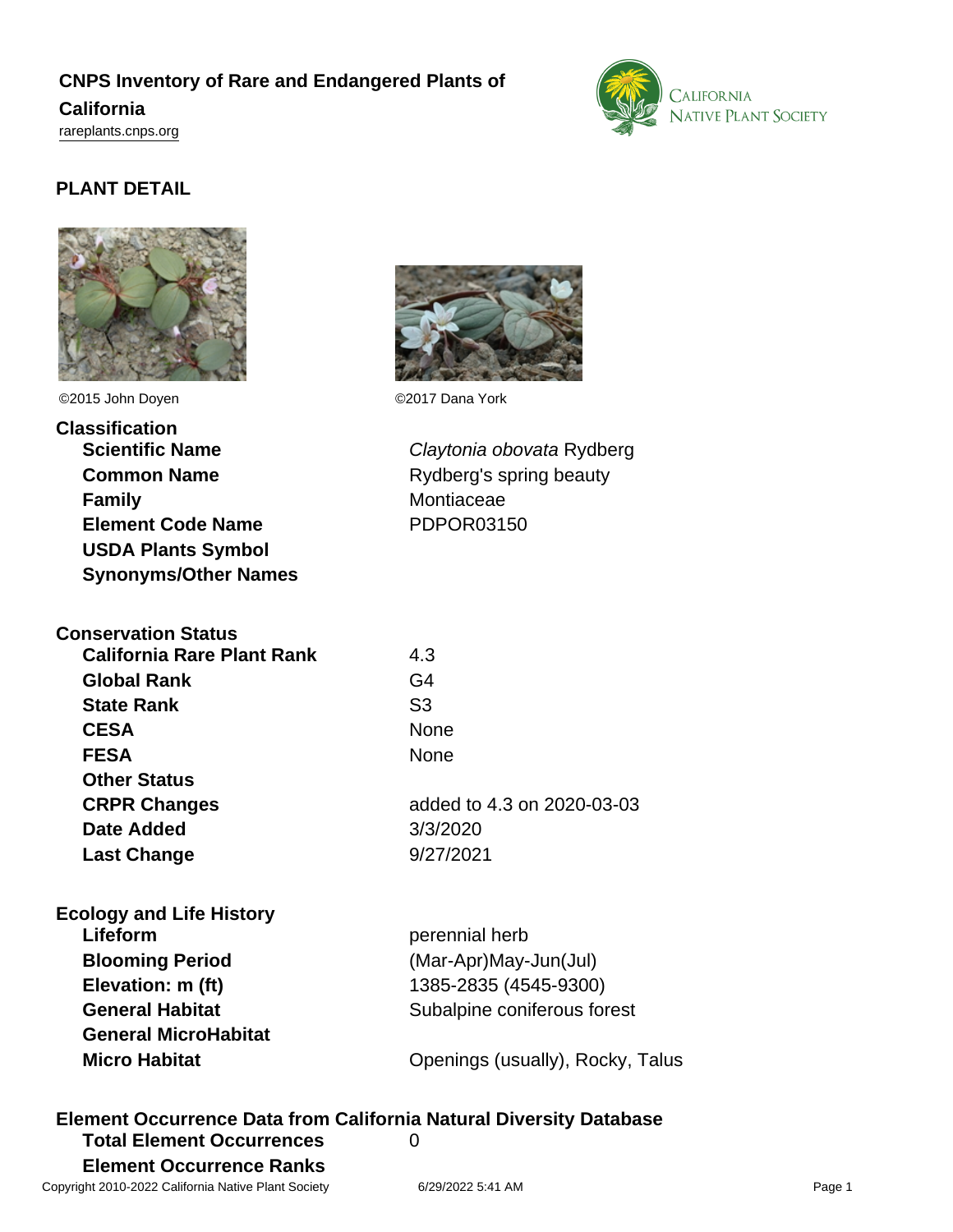# CNPS Inventory of Rare and Endangered Plants of California

rareplants.cnps.org

## PLANT DETAIL

©2015 John Doyen

©2017 Dana York

### Classification

| | |
|---|---|
| **Scientific Name** | *Claytonia obovata* Rydberg |
| **Common Name** | Rydberg's spring beauty |
| **Family** | Montiaceae |
| **Element Code Name** | PDPOR03150 |
| **USDA Plants Symbol** | |
| **Synonyms/Other Names** | |

### Conservation Status

| | |
|---|---|
| **California Rare Plant Rank** | 4.3 |
| **Global Rank** | G4 |
| **State Rank** | S3 |
| **CESA** | None |
| **FESA** | None |
| **Other Status** | |
| **CRPR Changes** | added to 4.3 on 2020-03-03 |
| **Date Added** | 3/3/2020 |
| **Last Change** | 9/27/2021 |

### Ecology and Life History

| | |
|---|---|
| **Lifeform** | perennial herb |
| **Blooming Period** | (Mar-Apr)May-Jun(Jul) |
| **Elevation: m (ft)** | 1385-2835 (4545-9300) |
| **General Habitat** | Subalpine coniferous forest |
| **General MicroHabitat** | |
| **Micro Habitat** | Openings (usually), Rocky, Talus |

### Element Occurrence Data from California Natural Diversity Database

| | |
|---|---|
| **Total Element Occurrences** | 0 |
| **Element Occurrence Ranks** | |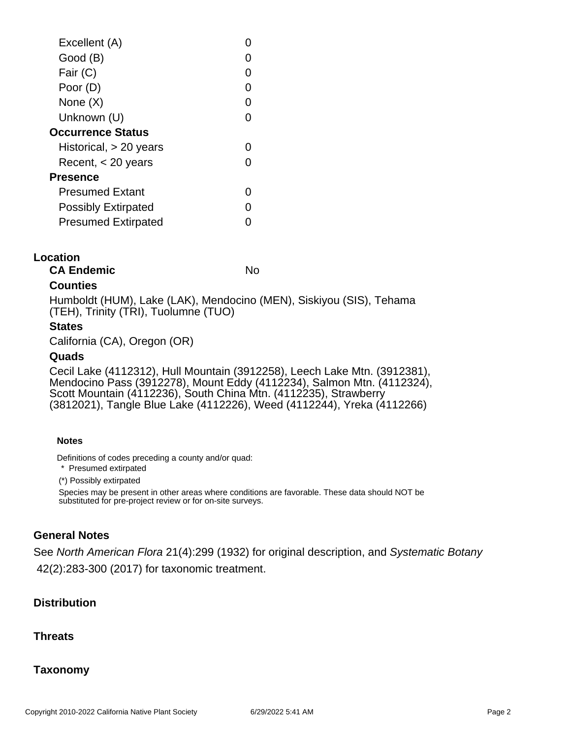| | |
|---|---|
| Excellent (A) | 0 |
| Good (B) | 0 |
| Fair (C) | 0 |
| Poor (D) | 0 |
| None (X) | 0 |
| Unknown (U) | 0 |
| **Occurrence Status** | |
| Historical, > 20 years | 0 |
| Recent, < 20 years | 0 |
| **Presence** | |
| Presumed Extant | 0 |
| Possibly Extirpated | 0 |
| Presumed Extirpated | 0 |

### Location

**CA Endemic** No

**Counties**

Humboldt (HUM), Lake (LAK), Mendocino (MEN), Siskiyou (SIS), Tehama (TEH), Trinity (TRI), Tuolumne (TUO)

**States**

California (CA), Oregon (OR)

**Quads**

Cecil Lake (4112312), Hull Mountain (3912258), Leech Lake Mtn. (3912381), Mendocino Pass (3912278), Mount Eddy (4112234), Salmon Mtn. (4112324), Scott Mountain (4112236), South China Mtn. (4112235), Strawberry (3812021), Tangle Blue Lake (4112226), Weed (4112244), Yreka (4112266)

**Notes**

Definitions of codes preceding a county and/or quad:

* Presumed extirpated

(*) Possibly extirpated

Species may be present in other areas where conditions are favorable. These data should NOT be substituted for pre-project review or for on-site surveys.

### General Notes

See *North American Flora* 21(4):299 (1932) for original description, and *Systematic Botany* 42(2):283-300 (2017) for taxonomic treatment.

### Distribution

### Threats

### Taxonomy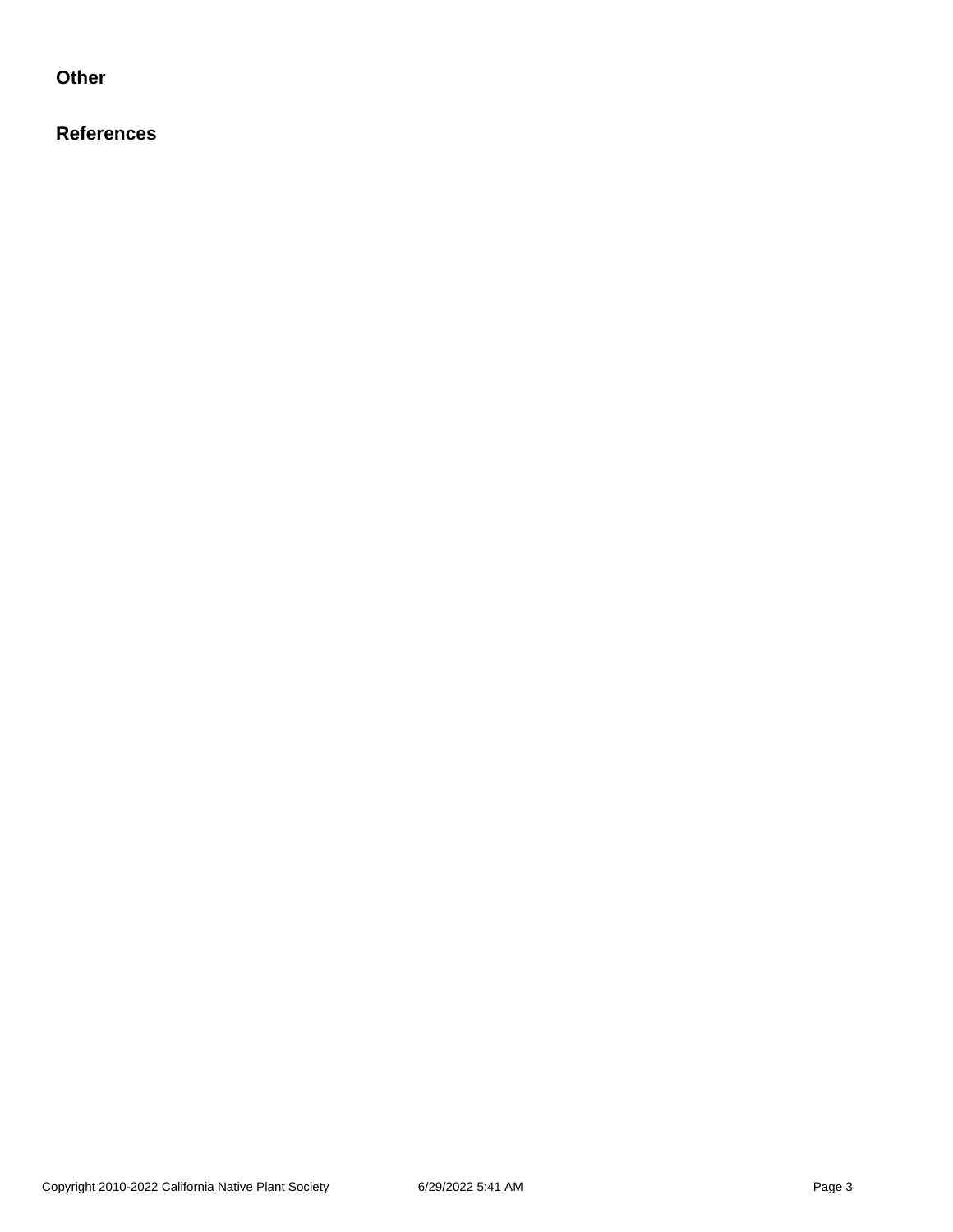## Other

## References